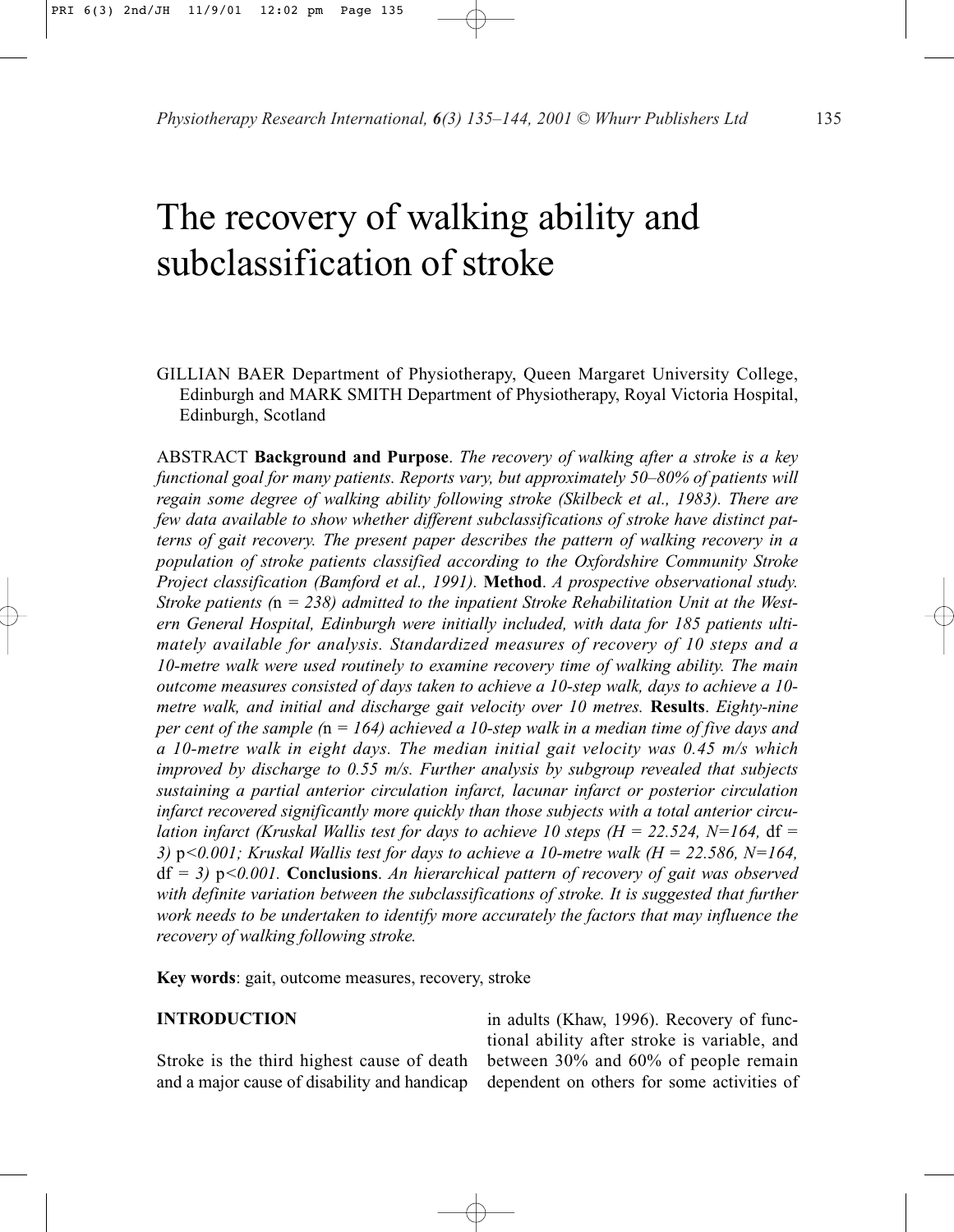# The recovery of walking ability and subclassification of stroke

GILLIAN BAER Department of Physiotherapy, Queen Margaret University College, Edinburgh and MARK SMITH Department of Physiotherapy, Royal Victoria Hospital, Edinburgh, Scotland

ABSTRACT **Background and Purpose**. *The recovery of walking after a stroke is a key functional goal for many patients. Reports vary, but approximately 50–80% of patients will regain some degree of walking ability following stroke (Skilbeck et al., 1983). There are few data available to show whether different subclassifications of stroke have distinct patterns of gait recovery. The present paper describes the pattern of walking recovery in a population of stroke patients classified according to the Oxfordshire Community Stroke Project classification (Bamford et al., 1991).* **Method**. *A prospective observational study. Stroke patients (n = 238) admitted to the inpatient Stroke Rehabilitation Unit at the Western General Hospital, Edinburgh were initially included, with data for 185 patients ultimately available for analysis. Standardized measures of recovery of 10 steps and a 10-metre walk were used routinely to examine recovery time of walking ability. The main outcome measures consisted of days taken to achieve a 10-step walk, days to achieve a 10-metre walk, and initial and discharge gait velocity over 10 metres.* **Results**. *Eighty-nine per cent of the sample (n = 164) achieved a 10-step walk in a median time of five days and a 10-metre walk in eight days. The median initial gait velocity was 0.45 m/s which improved by discharge to 0.55 m/s. Further analysis by subgroup revealed that subjects sustaining a partial anterior circulation infarct, lacunar infarct or posterior circulation infarct recovered significantly more quickly than those subjects with a total anterior circulation infarct (Kruskal Wallis test for days to achieve 10 steps ($H = 22.524$, $N=164$, df = 3) $p<0.001$; Kruskal Wallis test for days to achieve a 10-metre walk ($H = 22.586$, $N=164$, df = 3) $p<0.001$.* **Conclusions**. *An hierarchical pattern of recovery of gait was observed with definite variation between the subclassifications of stroke. It is suggested that further work needs to be undertaken to identify more accurately the factors that may influence the recovery of walking following stroke.*

**Key words**: gait, outcome measures, recovery, stroke

## INTRODUCTION

Stroke is the third highest cause of death and a major cause of disability and handicap in adults (Khaw, 1996). Recovery of functional ability after stroke is variable, and between 30% and 60% of people remain dependent on others for some activities of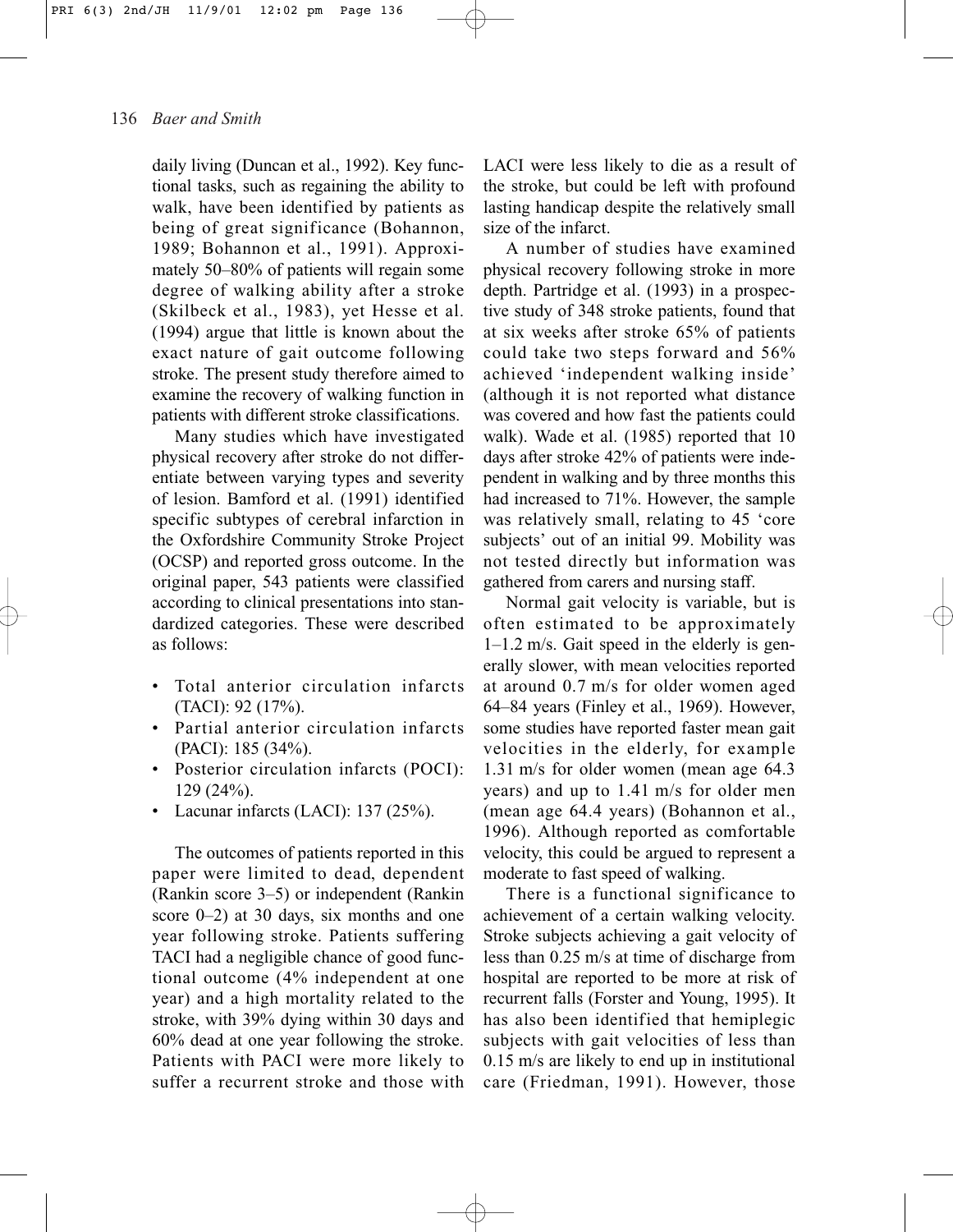daily living (Duncan et al., 1992). Key functional tasks, such as regaining the ability to walk, have been identified by patients as being of great significance (Bohannon, 1989; Bohannon et al., 1991). Approximately 50–80% of patients will regain some degree of walking ability after a stroke (Skilbeck et al., 1983), yet Hesse et al. (1994) argue that little is known about the exact nature of gait outcome following stroke. The present study therefore aimed to examine the recovery of walking function in patients with different stroke classifications.

Many studies which have investigated physical recovery after stroke do not differentiate between varying types and severity of lesion. Bamford et al. (1991) identified specific subtypes of cerebral infarction in the Oxfordshire Community Stroke Project (OCSP) and reported gross outcome. In the original paper, 543 patients were classified according to clinical presentations into standardized categories. These were described as follows:

- Total anterior circulation infarcts (TACI): 92 (17%).
- Partial anterior circulation infarcts (PACI): 185 (34%).
- Posterior circulation infarcts (POCI): 129 (24%).
- Lacunar infarcts (LACI): 137 (25%).

The outcomes of patients reported in this paper were limited to dead, dependent (Rankin score 3–5) or independent (Rankin score 0–2) at 30 days, six months and one year following stroke. Patients suffering TACI had a negligible chance of good functional outcome (4% independent at one year) and a high mortality related to the stroke, with 39% dying within 30 days and 60% dead at one year following the stroke. Patients with PACI were more likely to suffer a recurrent stroke and those with LACI were less likely to die as a result of the stroke, but could be left with profound lasting handicap despite the relatively small size of the infarct.

A number of studies have examined physical recovery following stroke in more depth. Partridge et al. (1993) in a prospective study of 348 stroke patients, found that at six weeks after stroke 65% of patients could take two steps forward and 56% achieved 'independent walking inside' (although it is not reported what distance was covered and how fast the patients could walk). Wade et al. (1985) reported that 10 days after stroke 42% of patients were independent in walking and by three months this had increased to 71%. However, the sample was relatively small, relating to 45 'core subjects' out of an initial 99. Mobility was not tested directly but information was gathered from carers and nursing staff.

Normal gait velocity is variable, but is often estimated to be approximately 1–1.2 m/s. Gait speed in the elderly is generally slower, with mean velocities reported at around 0.7 m/s for older women aged 64–84 years (Finley et al., 1969). However, some studies have reported faster mean gait velocities in the elderly, for example 1.31 m/s for older women (mean age 64.3 years) and up to 1.41 m/s for older men (mean age 64.4 years) (Bohannon et al., 1996). Although reported as comfortable velocity, this could be argued to represent a moderate to fast speed of walking.

There is a functional significance to achievement of a certain walking velocity. Stroke subjects achieving a gait velocity of less than 0.25 m/s at time of discharge from hospital are reported to be more at risk of recurrent falls (Forster and Young, 1995). It has also been identified that hemiplegic subjects with gait velocities of less than 0.15 m/s are likely to end up in institutional care (Friedman, 1991). However, those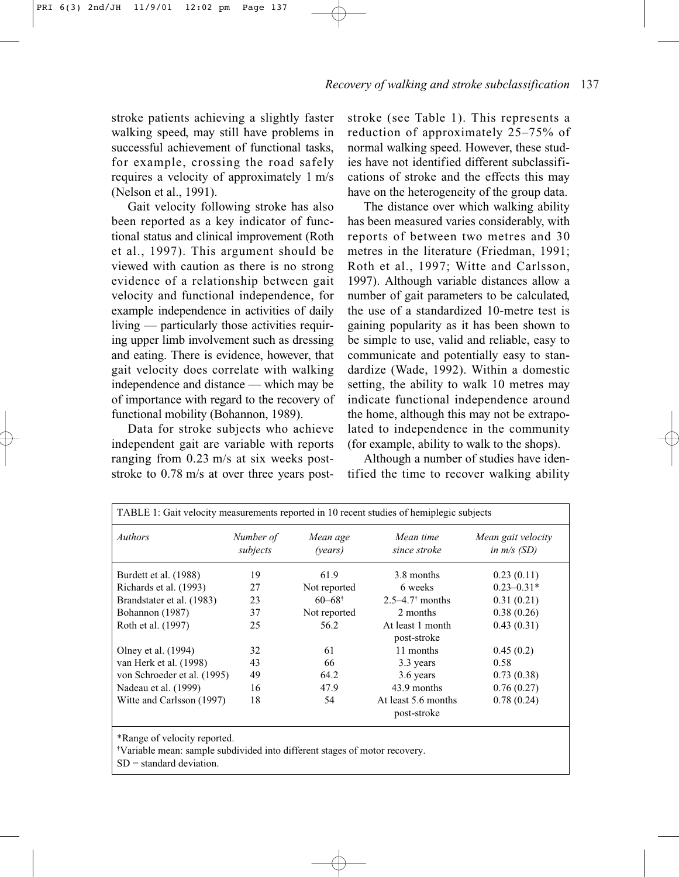stroke patients achieving a slightly faster walking speed, may still have problems in successful achievement of functional tasks, for example, crossing the road safely requires a velocity of approximately 1 m/s (Nelson et al., 1991).

Gait velocity following stroke has also been reported as a key indicator of functional status and clinical improvement (Roth et al., 1997). This argument should be viewed with caution as there is no strong evidence of a relationship between gait velocity and functional independence, for example independence in activities of daily living — particularly those activities requiring upper limb involvement such as dressing and eating. There is evidence, however, that gait velocity does correlate with walking independence and distance — which may be of importance with regard to the recovery of functional mobility (Bohannon, 1989).

Data for stroke subjects who achieve independent gait are variable with reports ranging from 0.23 m/s at six weeks post-stroke to 0.78 m/s at over three years post-stroke (see Table 1). This represents a reduction of approximately 25–75% of normal walking speed. However, these studies have not identified different subclassifications of stroke and the effects this may have on the heterogeneity of the group data.

The distance over which walking ability has been measured varies considerably, with reports of between two metres and 30 metres in the literature (Friedman, 1991; Roth et al., 1997; Witte and Carlsson, 1997). Although variable distances allow a number of gait parameters to be calculated, the use of a standardized 10-metre test is gaining popularity as it has been shown to be simple to use, valid and reliable, easy to communicate and potentially easy to standardize (Wade, 1992). Within a domestic setting, the ability to walk 10 metres may indicate functional independence around the home, although this may not be extrapolated to independence in the community (for example, ability to walk to the shops).

Although a number of studies have identified the time to recover walking ability

TABLE 1: Gait velocity measurements reported in 10 recent studies of hemiplegic subjects

| *Authors* | *Number of subjects* | *Mean age (years)* | *Mean time since stroke* | *Mean gait velocity in m/s (SD)* |
|---|---|---|---|---|
| Burdett et al. (1988) | 19 | 61.9 | 3.8 months | 0.23 (0.11) |
| Richards et al. (1993) | 27 | Not reported | 6 weeks | 0.23–0.31* |
| Brandstater et al. (1983) | 23 | 60–68[†] | 2.5–4.7[†] months | 0.31 (0.21) |
| Bohannon (1987) | 37 | Not reported | 2 months | 0.38 (0.26) |
| Roth et al. (1997) | 25 | 56.2 | At least 1 month post-stroke | 0.43 (0.31) |
| Olney et al. (1994) | 32 | 61 | 11 months | 0.45 (0.2) |
| van Herk et al. (1998) | 43 | 66 | 3.3 years | 0.58 |
| von Schroeder et al. (1995) | 49 | 64.2 | 3.6 years | 0.73 (0.38) |
| Nadeau et al. (1999) | 16 | 47.9 | 43.9 months | 0.76 (0.27) |
| Witte and Carlsson (1997) | 18 | 54 | At least 5.6 months post-stroke | 0.78 (0.24) |

*Range of velocity reported.
[†]Variable mean: sample subdivided into different stages of motor recovery.
SD = standard deviation.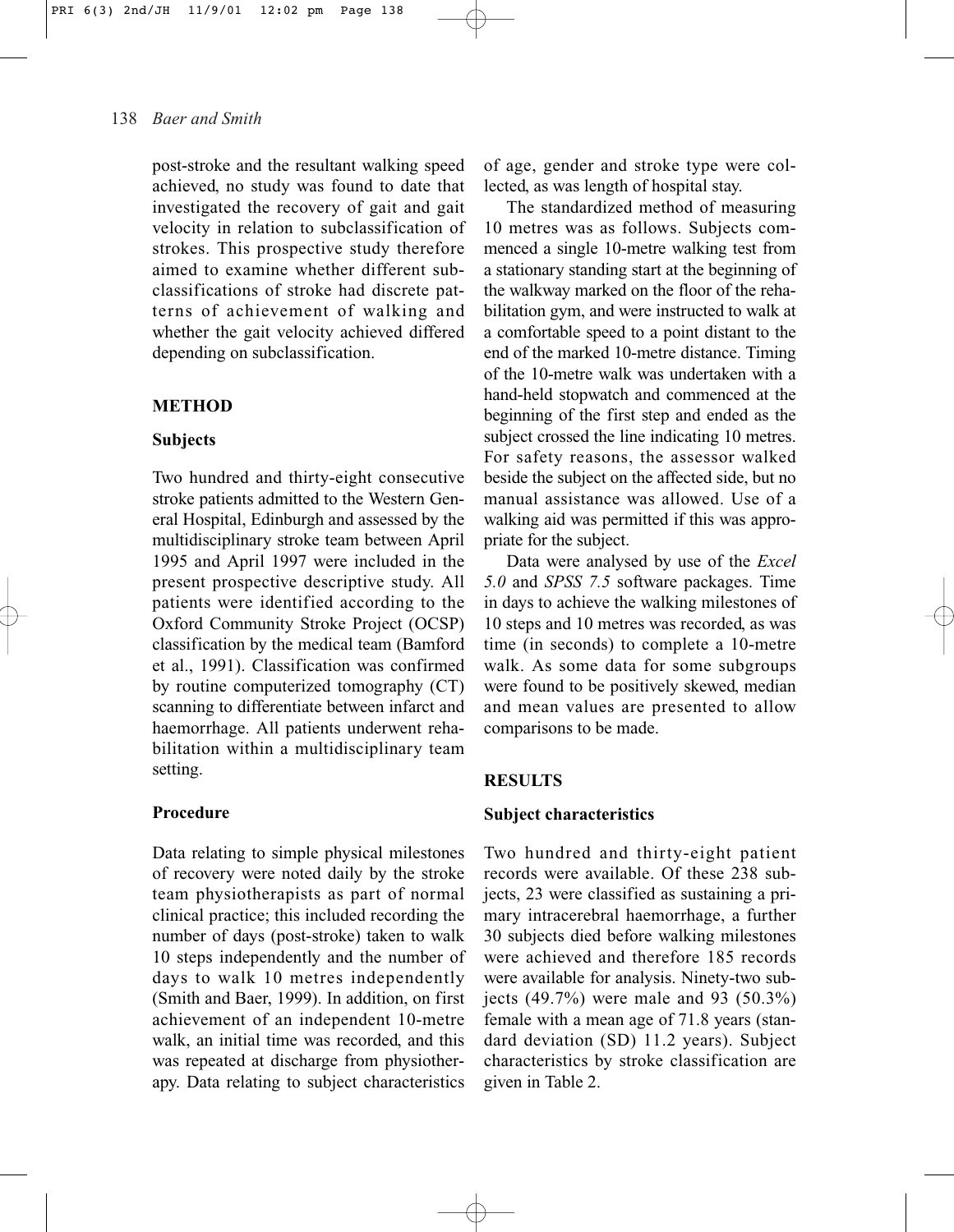post-stroke and the resultant walking speed achieved, no study was found to date that investigated the recovery of gait and gait velocity in relation to subclassification of strokes. This prospective study therefore aimed to examine whether different subclassifications of stroke had discrete patterns of achievement of walking and whether the gait velocity achieved differed depending on subclassification.

## METHOD

### Subjects

Two hundred and thirty-eight consecutive stroke patients admitted to the Western General Hospital, Edinburgh and assessed by the multidisciplinary stroke team between April 1995 and April 1997 were included in the present prospective descriptive study. All patients were identified according to the Oxford Community Stroke Project (OCSP) classification by the medical team (Bamford et al., 1991). Classification was confirmed by routine computerized tomography (CT) scanning to differentiate between infarct and haemorrhage. All patients underwent rehabilitation within a multidisciplinary team setting.

### Procedure

Data relating to simple physical milestones of recovery were noted daily by the stroke team physiotherapists as part of normal clinical practice; this included recording the number of days (post-stroke) taken to walk 10 steps independently and the number of days to walk 10 metres independently (Smith and Baer, 1999). In addition, on first achievement of an independent 10-metre walk, an initial time was recorded, and this was repeated at discharge from physiotherapy. Data relating to subject characteristics of age, gender and stroke type were collected, as was length of hospital stay.

The standardized method of measuring 10 metres was as follows. Subjects commenced a single 10-metre walking test from a stationary standing start at the beginning of the walkway marked on the floor of the rehabilitation gym, and were instructed to walk at a comfortable speed to a point distant to the end of the marked 10-metre distance. Timing of the 10-metre walk was undertaken with a hand-held stopwatch and commenced at the beginning of the first step and ended as the subject crossed the line indicating 10 metres. For safety reasons, the assessor walked beside the subject on the affected side, but no manual assistance was allowed. Use of a walking aid was permitted if this was appropriate for the subject.

Data were analysed by use of the *Excel 5.0* and *SPSS 7.5* software packages. Time in days to achieve the walking milestones of 10 steps and 10 metres was recorded, as was time (in seconds) to complete a 10-metre walk. As some data for some subgroups were found to be positively skewed, median and mean values are presented to allow comparisons to be made.

## RESULTS

### Subject characteristics

Two hundred and thirty-eight patient records were available. Of these 238 subjects, 23 were classified as sustaining a primary intracerebral haemorrhage, a further 30 subjects died before walking milestones were achieved and therefore 185 records were available for analysis. Ninety-two subjects (49.7%) were male and 93 (50.3%) female with a mean age of 71.8 years (standard deviation (SD) 11.2 years). Subject characteristics by stroke classification are given in Table 2.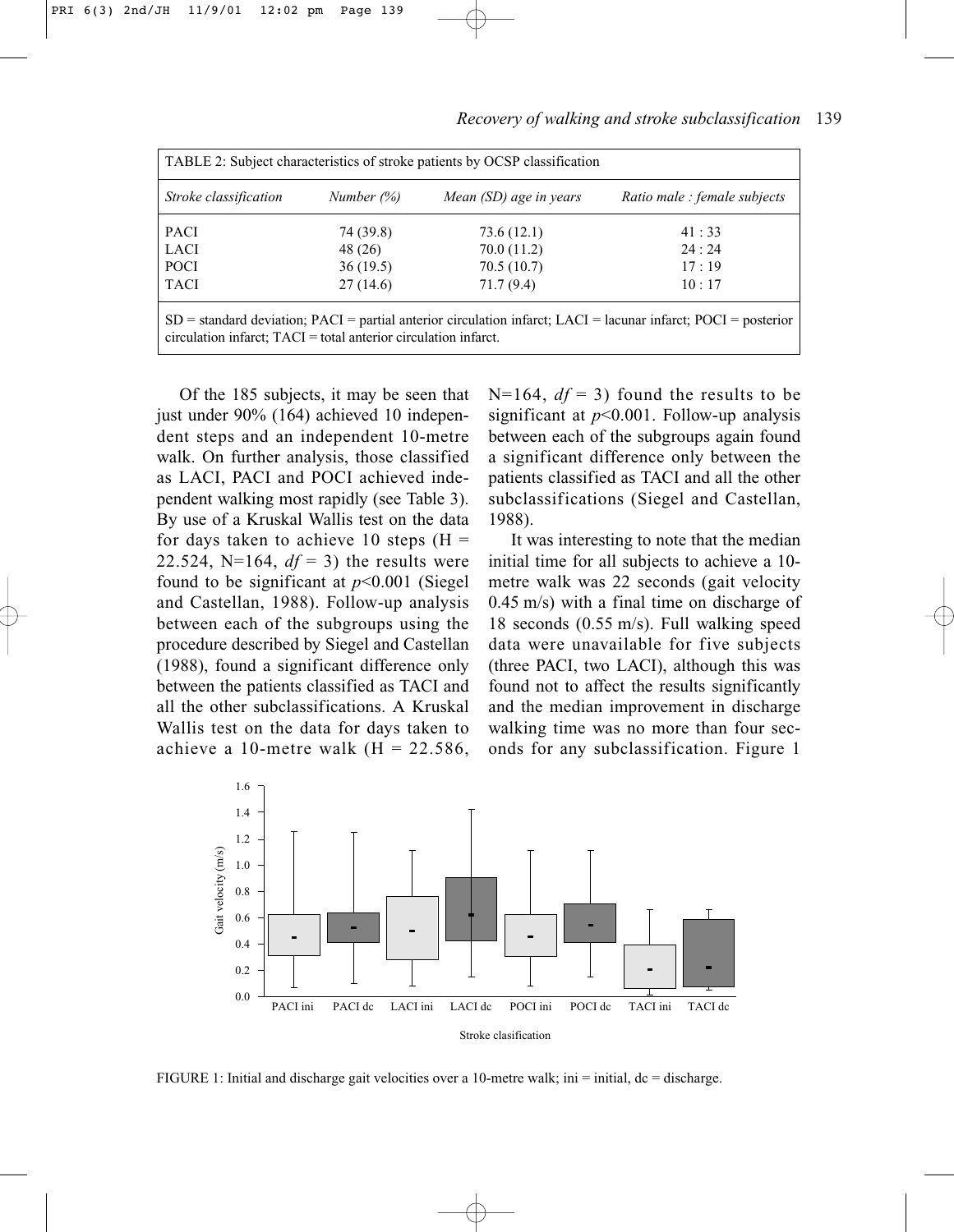TABLE 2: Subject characteristics of stroke patients by OCSP classification

| *Stroke classification* | *Number (%)* | *Mean (SD) age in years* | *Ratio male : female subjects* |
|---|---|---|---|
| PACI | 74 (39.8) | 73.6 (12.1) | 41 : 33 |
| LACI | 48 (26) | 70.0 (11.2) | 24 : 24 |
| POCI | 36 (19.5) | 70.5 (10.7) | 17 : 19 |
| TACI | 27 (14.6) | 71.7 (9.4) | 10 : 17 |

SD = standard deviation; PACI = partial anterior circulation infarct; LACI = lacunar infarct; POCI = posterior circulation infarct; TACI = total anterior circulation infarct.

Of the 185 subjects, it may be seen that just under 90% (164) achieved 10 independent steps and an independent 10-metre walk. On further analysis, those classified as LACI, PACI and POCI achieved independent walking most rapidly (see Table 3). By use of a Kruskal Wallis test on the data for days taken to achieve 10 steps ($H = 22.524$, $N=164$, $df = 3$) the results were found to be significant at $p<0.001$ (Siegel and Castellan, 1988). Follow-up analysis between each of the subgroups using the procedure described by Siegel and Castellan (1988), found a significant difference only between the patients classified as TACI and all the other subclassifications. A Kruskal Wallis test on the data for days taken to achieve a 10-metre walk ($H = 22.586$, $N=164$, $df = 3$) found the results to be significant at $p<0.001$. Follow-up analysis between each of the subgroups again found a significant difference only between the patients classified as TACI and all the other subclassifications (Siegel and Castellan, 1988).

It was interesting to note that the median initial time for all subjects to achieve a 10-metre walk was 22 seconds (gait velocity 0.45 m/s) with a final time on discharge of 18 seconds (0.55 m/s). Full walking speed data were unavailable for five subjects (three PACI, two LACI), although this was found not to affect the results significantly and the median improvement in discharge walking time was no more than four seconds for any subclassification. Figure 1

FIGURE 1: Initial and discharge gait velocities over a 10-metre walk; ini = initial, dc = discharge.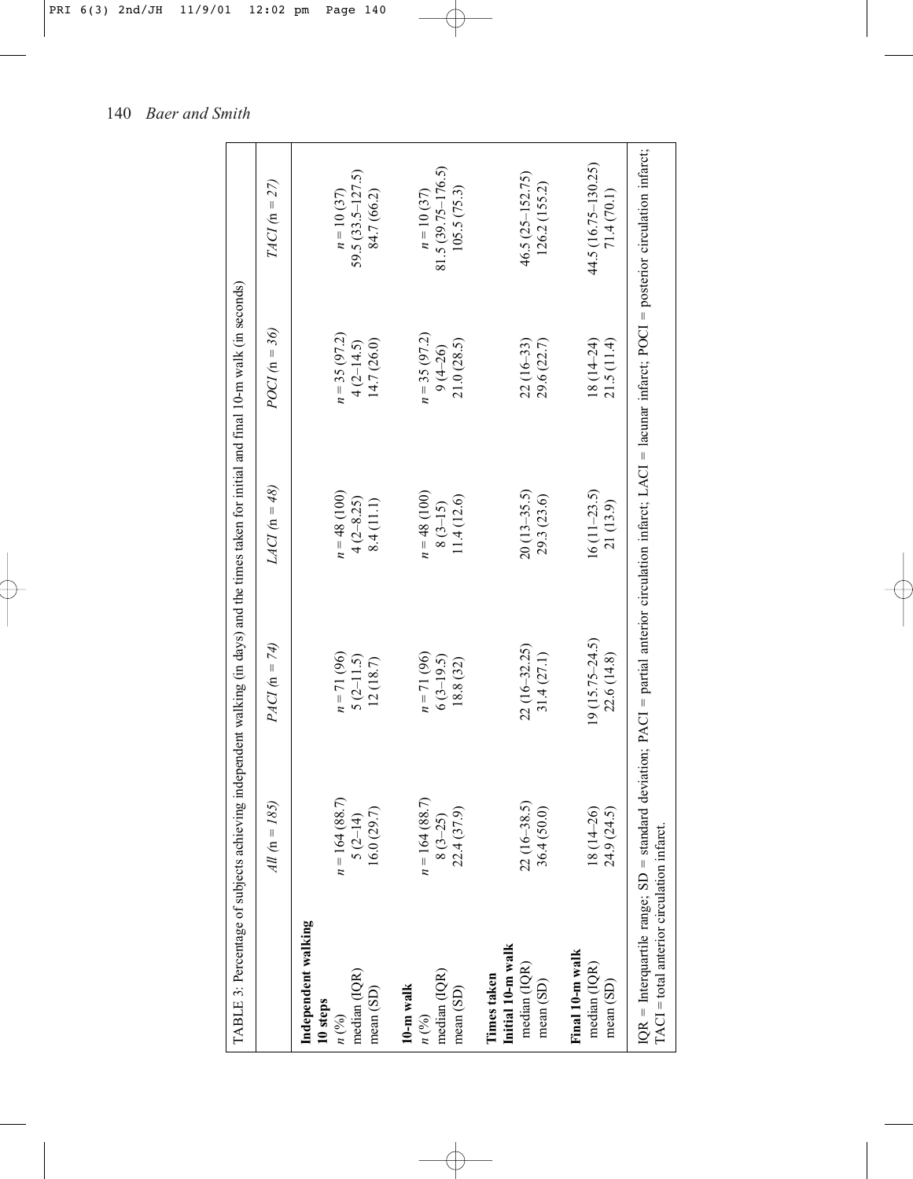TABLE 3: Percentage of subjects achieving independent walking (in days) and the times taken for initial and final 10-m walk (in seconds)

| | *All* (n = *185*) | *PACI* (n = *74*) | *LACI* (n = *48*) | *POCI* (n = *36*) | *TACI* (n = *27*) |
|---|---|---|---|---|---|
| **Independent walking** | | | | | |
| **10 steps** | | | | | |
| *n* (%) | *n* = 164 (88.7) | *n* = 71 (96) | *n* = 48 (100) | *n* = 35 (97.2) | *n* = 10 (37) |
| median (IQR) | 5 (2–14) | 5 (2–11.5) | 4 (2–8.25) | 4 (2–14.5) | 59.5 (33.5–127.5) |
| mean (SD) | 16.0 (29.7) | 12 (18.7) | 8.4 (11.1) | 14.7 (26.0) | 84.7 (66.2) |
| **10-m walk** | | | | | |
| *n* (%) | *n* = 164 (88.7) | *n* = 71 (96) | *n* = 48 (100) | *n* = 35 (97.2) | *n* = 10 (37) |
| median (IQR) | 8 (3–25) | 6 (3–19.5) | 8 (3–15) | 9 (4-26) | 81.5 (39.75–176.5) |
| mean (SD) | 22.4 (37.9) | 18.8 (32) | 11.4 (12.6) | 21.0 (28.5) | 105.5 (75.3) |
| **Times taken** | | | | | |
| **Initial 10-m walk** | | | | | |
| median (IQR) | 22 (16–38.5) | 22 (16–32.25) | 20 (13–35.5) | 22 (16–33) | 46.5 (25–152.75) |
| mean (SD) | 36.4 (50.0) | 31.4 (27.1) | 29.3 (23.6) | 29.6 (22.7) | 126.2 (155.2) |
| **Final 10-m walk** | | | | | |
| median (IQR) | 18 (14–26) | 19 (15.75–24.5) | 16 (11–23.5) | 18 (14–24) | 44.5 (16.75–130.25) |
| mean (SD) | 24.9 (24.5) | 22.6 (14.8) | 21 (13.9) | 21.5 (11.4) | 71.4 (70.1) |

IQR = Interquartile range; SD = standard deviation; PACI = partial anterior circulation infarct; LACI = lacunar infarct; POCI = posterior circulation infarct; TACI = total anterior circulation infarct.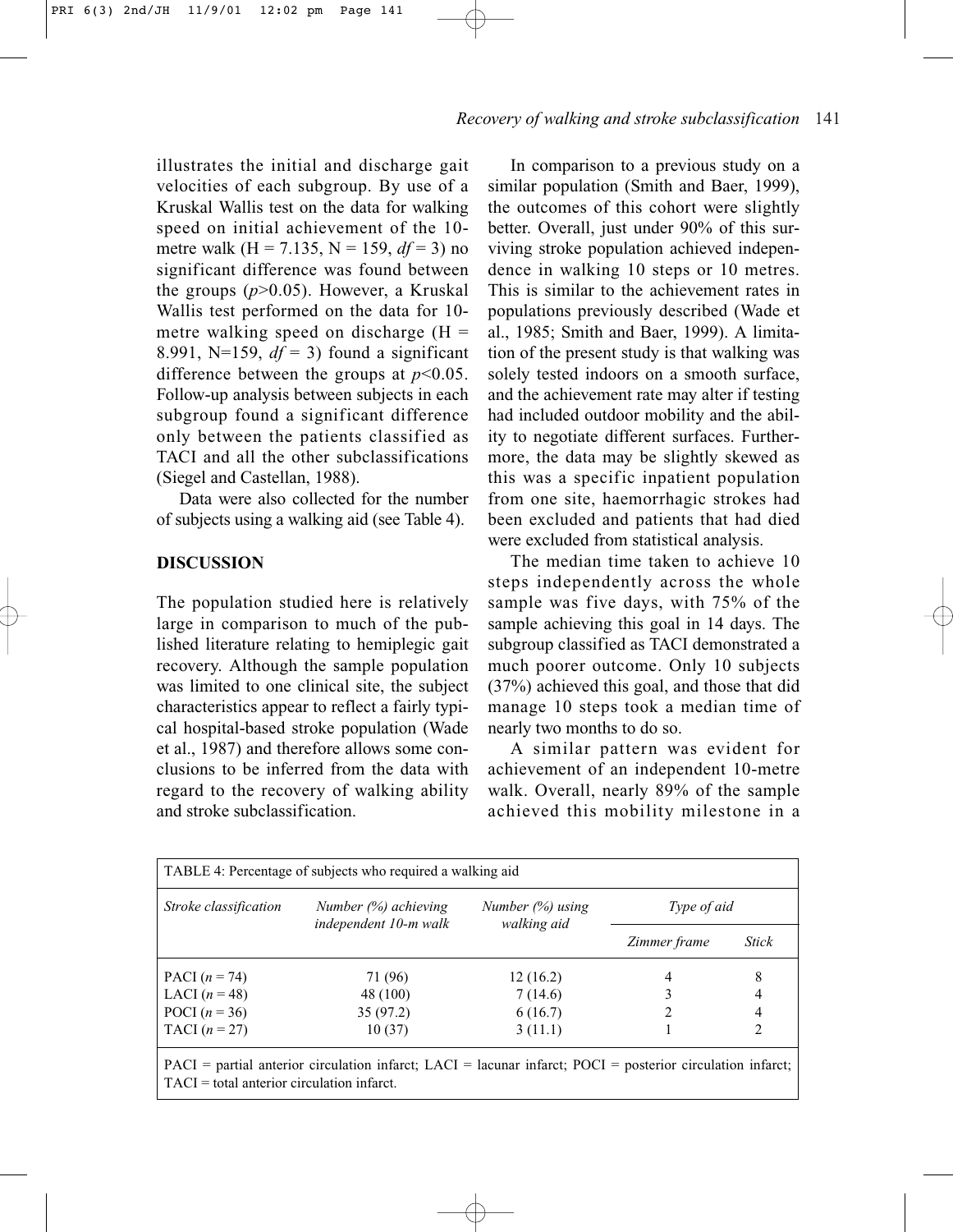illustrates the initial and discharge gait velocities of each subgroup. By use of a Kruskal Wallis test on the data for walking speed on initial achievement of the 10-metre walk ($H = 7.135$, $N = 159$, $df = 3$) no significant difference was found between the groups ($p > 0.05$). However, a Kruskal Wallis test performed on the data for 10-metre walking speed on discharge ($H = 8.991$, $N = 159$, $df = 3$) found a significant difference between the groups at $p < 0.05$. Follow-up analysis between subjects in each subgroup found a significant difference only between the patients classified as TACI and all the other subclassifications (Siegel and Castellan, 1988).

Data were also collected for the number of subjects using a walking aid (see Table 4).

## DISCUSSION

The population studied here is relatively large in comparison to much of the published literature relating to hemiplegic gait recovery. Although the sample population was limited to one clinical site, the subject characteristics appear to reflect a fairly typical hospital-based stroke population (Wade et al., 1987) and therefore allows some conclusions to be inferred from the data with regard to the recovery of walking ability and stroke subclassification.

In comparison to a previous study on a similar population (Smith and Baer, 1999), the outcomes of this cohort were slightly better. Overall, just under 90% of this surviving stroke population achieved independence in walking 10 steps or 10 metres. This is similar to the achievement rates in populations previously described (Wade et al., 1985; Smith and Baer, 1999). A limitation of the present study is that walking was solely tested indoors on a smooth surface, and the achievement rate may alter if testing had included outdoor mobility and the ability to negotiate different surfaces. Furthermore, the data may be slightly skewed as this was a specific inpatient population from one site, haemorrhagic strokes had been excluded and patients that had died were excluded from statistical analysis.

The median time taken to achieve 10 steps independently across the whole sample was five days, with 75% of the sample achieving this goal in 14 days. The subgroup classified as TACI demonstrated a much poorer outcome. Only 10 subjects (37%) achieved this goal, and those that did manage 10 steps took a median time of nearly two months to do so.

A similar pattern was evident for achievement of an independent 10-metre walk. Overall, nearly 89% of the sample achieved this mobility milestone in a

TABLE 4: Percentage of subjects who required a walking aid

| *Stroke classification* | *Number (%) achieving independent 10-m walk* | *Number (%) using walking aid* | *Type of aid* | |
|---|---|---|---|---|
| | | | *Zimmer frame* | *Stick* |
| PACI ($n = 74$) | 71 (96) | 12 (16.2) | 4 | 8 |
| LACI ($n = 48$) | 48 (100) | 7 (14.6) | 3 | 4 |
| POCI ($n = 36$) | 35 (97.2) | 6 (16.7) | 2 | 4 |
| TACI ($n = 27$) | 10 (37) | 3 (11.1) | 1 | 2 |

PACI = partial anterior circulation infarct; LACI = lacunar infarct; POCI = posterior circulation infarct; TACI = total anterior circulation infarct.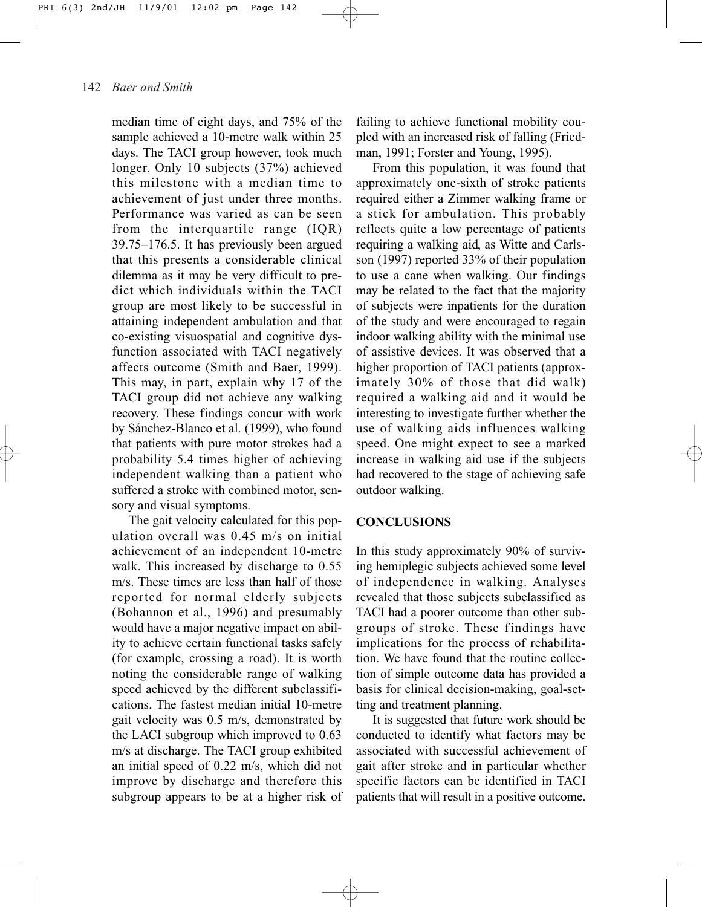median time of eight days, and 75% of the sample achieved a 10-metre walk within 25 days. The TACI group however, took much longer. Only 10 subjects (37%) achieved this milestone with a median time to achievement of just under three months. Performance was varied as can be seen from the interquartile range (IQR) 39.75–176.5. It has previously been argued that this presents a considerable clinical dilemma as it may be very difficult to predict which individuals within the TACI group are most likely to be successful in attaining independent ambulation and that co-existing visuospatial and cognitive dysfunction associated with TACI negatively affects outcome (Smith and Baer, 1999). This may, in part, explain why 17 of the TACI group did not achieve any walking recovery. These findings concur with work by Sánchez-Blanco et al. (1999), who found that patients with pure motor strokes had a probability 5.4 times higher of achieving independent walking than a patient who suffered a stroke with combined motor, sensory and visual symptoms.

The gait velocity calculated for this population overall was 0.45 m/s on initial achievement of an independent 10-metre walk. This increased by discharge to 0.55 m/s. These times are less than half of those reported for normal elderly subjects (Bohannon et al., 1996) and presumably would have a major negative impact on ability to achieve certain functional tasks safely (for example, crossing a road). It is worth noting the considerable range of walking speed achieved by the different subclassifications. The fastest median initial 10-metre gait velocity was 0.5 m/s, demonstrated by the LACI subgroup which improved to 0.63 m/s at discharge. The TACI group exhibited an initial speed of 0.22 m/s, which did not improve by discharge and therefore this subgroup appears to be at a higher risk of failing to achieve functional mobility coupled with an increased risk of falling (Friedman, 1991; Forster and Young, 1995).

From this population, it was found that approximately one-sixth of stroke patients required either a Zimmer walking frame or a stick for ambulation. This probably reflects quite a low percentage of patients requiring a walking aid, as Witte and Carlsson (1997) reported 33% of their population to use a cane when walking. Our findings may be related to the fact that the majority of subjects were inpatients for the duration of the study and were encouraged to regain indoor walking ability with the minimal use of assistive devices. It was observed that a higher proportion of TACI patients (approximately 30% of those that did walk) required a walking aid and it would be interesting to investigate further whether the use of walking aids influences walking speed. One might expect to see a marked increase in walking aid use if the subjects had recovered to the stage of achieving safe outdoor walking.

## CONCLUSIONS

In this study approximately 90% of surviving hemiplegic subjects achieved some level of independence in walking. Analyses revealed that those subjects subclassified as TACI had a poorer outcome than other subgroups of stroke. These findings have implications for the process of rehabilitation. We have found that the routine collection of simple outcome data has provided a basis for clinical decision-making, goal-setting and treatment planning.

It is suggested that future work should be conducted to identify what factors may be associated with successful achievement of gait after stroke and in particular whether specific factors can be identified in TACI patients that will result in a positive outcome.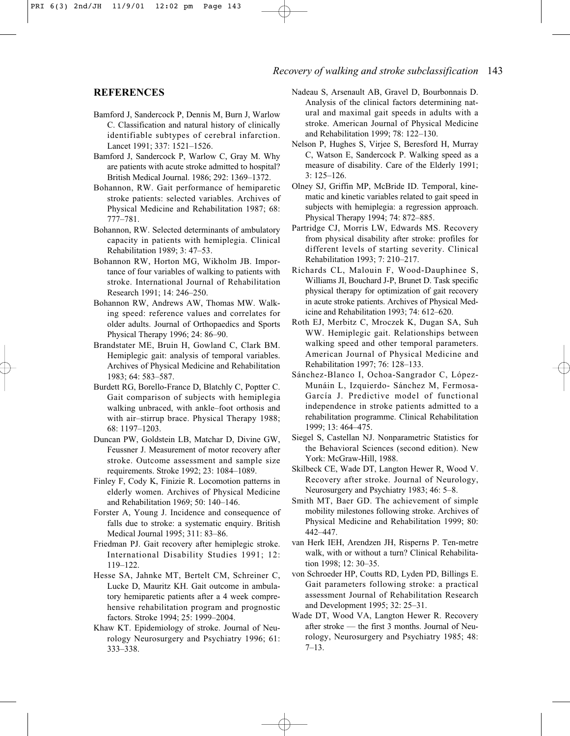## REFERENCES

Bamford J, Sandercock P, Dennis M, Burn J, Warlow C. Classification and natural history of clinically identifiable subtypes of cerebral infarction. Lancet 1991; 337: 1521–1526.

Bamford J, Sandercock P, Warlow C, Gray M. Why are patients with acute stroke admitted to hospital? British Medical Journal. 1986; 292: 1369–1372.

Bohannon, RW. Gait performance of hemiparetic stroke patients: selected variables. Archives of Physical Medicine and Rehabilitation 1987; 68: 777–781.

Bohannon, RW. Selected determinants of ambulatory capacity in patients with hemiplegia. Clinical Rehabilitation 1989; 3: 47–53.

Bohannon RW, Horton MG, Wikholm JB. Importance of four variables of walking to patients with stroke. International Journal of Rehabilitation Research 1991; 14: 246–250.

Bohannon RW, Andrews AW, Thomas MW. Walking speed: reference values and correlates for older adults. Journal of Orthopaedics and Sports Physical Therapy 1996; 24: 86–90.

Brandstater ME, Bruin H, Gowland C, Clark BM. Hemiplegic gait: analysis of temporal variables. Archives of Physical Medicine and Rehabilitation 1983; 64: 583–587.

Burdett RG, Borello-France D, Blatchly C, Poptter C. Gait comparison of subjects with hemiplegia walking unbraced, with ankle–foot orthosis and with air–stirrup brace. Physical Therapy 1988; 68: 1197–1203.

Duncan PW, Goldstein LB, Matchar D, Divine GW, Feussner J. Measurement of motor recovery after stroke. Outcome assessment and sample size requirements. Stroke 1992; 23: 1084–1089.

Finley F, Cody K, Finizie R. Locomotion patterns in elderly women. Archives of Physical Medicine and Rehabilitation 1969; 50: 140–146.

Forster A, Young J. Incidence and consequence of falls due to stroke: a systematic enquiry. British Medical Journal 1995; 311: 83–86.

Friedman PJ. Gait recovery after hemiplegic stroke. International Disability Studies 1991; 12: 119–122.

Hesse SA, Jahnke MT, Bertelt CM, Schreiner C, Lucke D, Mauritz KH. Gait outcome in ambulatory hemiparetic patients after a 4 week comprehensive rehabilitation program and prognostic factors. Stroke 1994; 25: 1999–2004.

Khaw KT. Epidemiology of stroke. Journal of Neurology Neurosurgery and Psychiatry 1996; 61: 333–338.

Nadeau S, Arsenault AB, Gravel D, Bourbonnais D. Analysis of the clinical factors determining natural and maximal gait speeds in adults with a stroke. American Journal of Physical Medicine and Rehabilitation 1999; 78: 122–130.

Nelson P, Hughes S, Virjee S, Beresford H, Murray C, Watson E, Sandercock P. Walking speed as a measure of disability. Care of the Elderly 1991; 3: 125–126.

Olney SJ, Griffin MP, McBride ID. Temporal, kinematic and kinetic variables related to gait speed in subjects with hemiplegia: a regression approach. Physical Therapy 1994; 74: 872–885.

Partridge CJ, Morris LW, Edwards MS. Recovery from physical disability after stroke: profiles for different levels of starting severity. Clinical Rehabilitation 1993; 7: 210–217.

Richards CL, Malouin F, Wood-Dauphinee S, Williams JI, Bouchard J-P, Brunet D. Task specific physical therapy for optimization of gait recovery in acute stroke patients. Archives of Physical Medicine and Rehabilitation 1993; 74: 612–620.

Roth EJ, Merbitz C, Mroczek K, Dugan SA, Suh WW. Hemiplegic gait. Relationships between walking speed and other temporal parameters. American Journal of Physical Medicine and Rehabilitation 1997; 76: 128–133.

Sánchez-Blanco I, Ochoa-Sangrador C, López-Munáin L, Izquierdo- Sánchez M, Fermosa-García J. Predictive model of functional independence in stroke patients admitted to a rehabilitation programme. Clinical Rehabilitation 1999; 13: 464–475.

Siegel S, Castellan NJ. Nonparametric Statistics for the Behavioral Sciences (second edition). New York: McGraw-Hill, 1988.

Skilbeck CE, Wade DT, Langton Hewer R, Wood V. Recovery after stroke. Journal of Neurology, Neurosurgery and Psychiatry 1983; 46: 5–8.

Smith MT, Baer GD. The achievement of simple mobility milestones following stroke. Archives of Physical Medicine and Rehabilitation 1999; 80: 442–447.

van Herk IEH, Arendzen JH, Risperns P. Ten-metre walk, with or without a turn? Clinical Rehabilitation 1998; 12: 30–35.

von Schroeder HP, Coutts RD, Lyden PD, Billings E. Gait parameters following stroke: a practical assessment Journal of Rehabilitation Research and Development 1995; 32: 25–31.

Wade DT, Wood VA, Langton Hewer R. Recovery after stroke — the first 3 months. Journal of Neurology, Neurosurgery and Psychiatry 1985; 48: 7–13.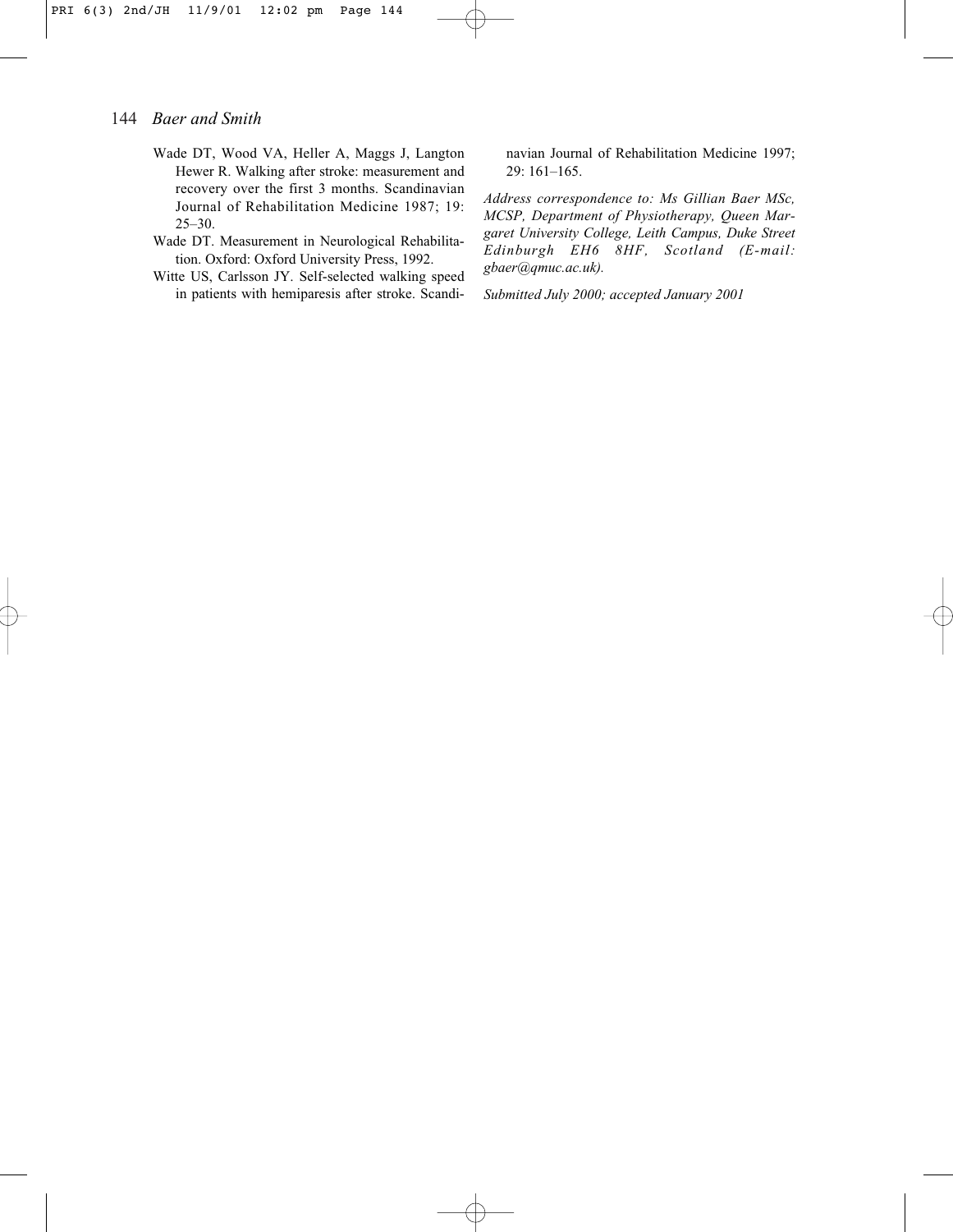Wade DT, Wood VA, Heller A, Maggs J, Langton Hewer R. Walking after stroke: measurement and recovery over the first 3 months. Scandinavian Journal of Rehabilitation Medicine 1987; 19: 25–30.

Wade DT. Measurement in Neurological Rehabilitation. Oxford: Oxford University Press, 1992.

Witte US, Carlsson JY. Self-selected walking speed in patients with hemiparesis after stroke. Scandinavian Journal of Rehabilitation Medicine 1997; 29: 161–165.

*Address correspondence to: Ms Gillian Baer MSc, MCSP, Department of Physiotherapy, Queen Margaret University College, Leith Campus, Duke Street Edinburgh EH6 8HF, Scotland (E-mail: gbaer@qmuc.ac.uk).*

*Submitted July 2000; accepted January 2001*